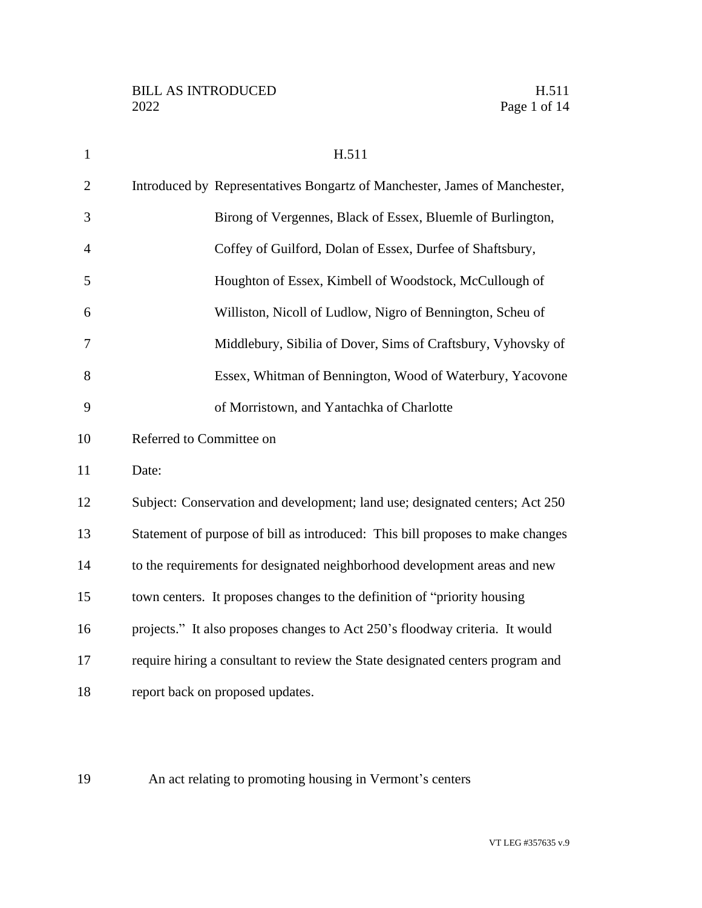# H.511

Introduced by Representatives Bongartz of Manchester, James of Manchester, Birong of Vergennes, Black of Essex, Bluemle of Burlington, Coffey of Guilford, Dolan of Essex, Durfee of Shaftsbury, Houghton of Essex, Kimbell of Woodstock, McCullough of Williston, Nicoll of Ludlow, Nigro of Bennington, Scheu of Middlebury, Sibilia of Dover, Sims of Craftsbury, Vyhovsky of Essex, Whitman of Bennington, Wood of Waterbury, Yacovone of Morristown, and Yantachka of Charlotte

Referred to Committee on

Date:

Subject: Conservation and development; land use; designated centers; Act 250

Statement of purpose of bill as introduced: This bill proposes to make changes to the requirements for designated neighborhood development areas and new town centers. It proposes changes to the definition of "priority housing projects." It also proposes changes to Act 250's floodway criteria. It would require hiring a consultant to review the State designated centers program and report back on proposed updates.

An act relating to promoting housing in Vermont's centers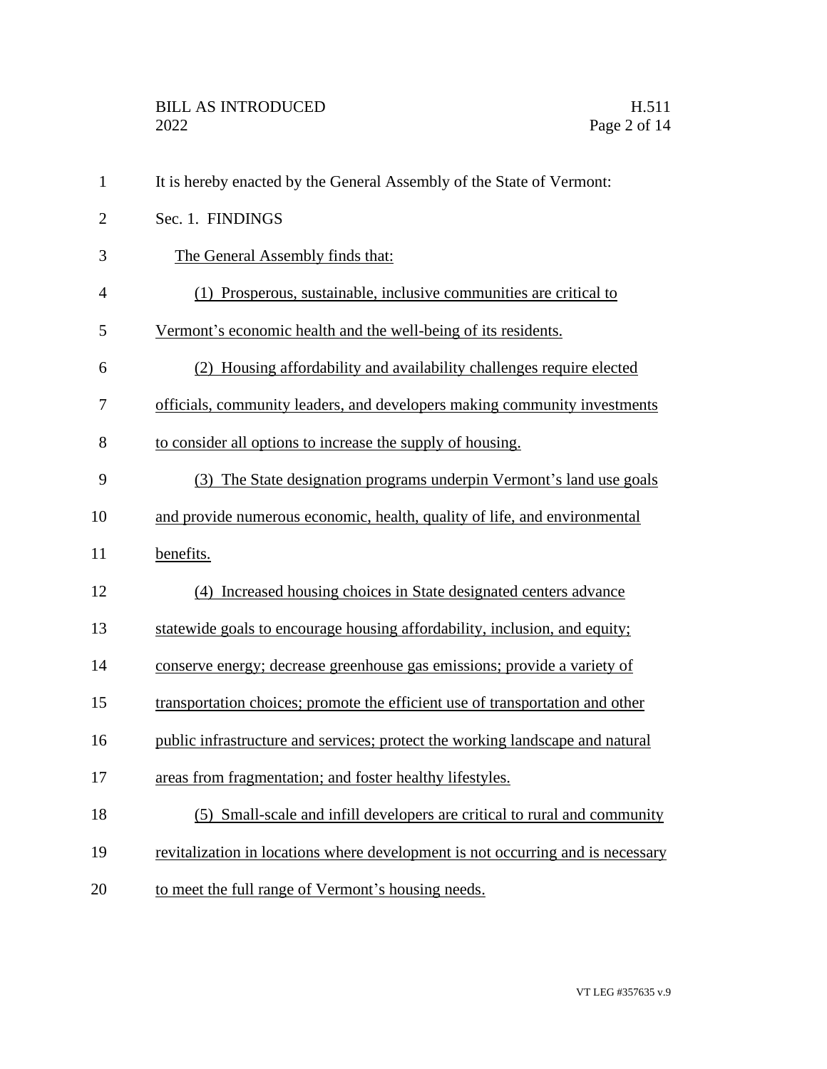It is hereby enacted by the General Assembly of the State of Vermont:

Sec. 1. FINDINGS

The General Assembly finds that:

(1) Prosperous, sustainable, inclusive communities are critical to Vermont's economic health and the well-being of its residents.

(2) Housing affordability and availability challenges require elected officials, community leaders, and developers making community investments to consider all options to increase the supply of housing.

(3) The State designation programs underpin Vermont's land use goals and provide numerous economic, health, quality of life, and environmental benefits.

(4) Increased housing choices in State designated centers advance statewide goals to encourage housing affordability, inclusion, and equity; conserve energy; decrease greenhouse gas emissions; provide a variety of transportation choices; promote the efficient use of transportation and other public infrastructure and services; protect the working landscape and natural areas from fragmentation; and foster healthy lifestyles.

(5) Small-scale and infill developers are critical to rural and community revitalization in locations where development is not occurring and is necessary to meet the full range of Vermont's housing needs.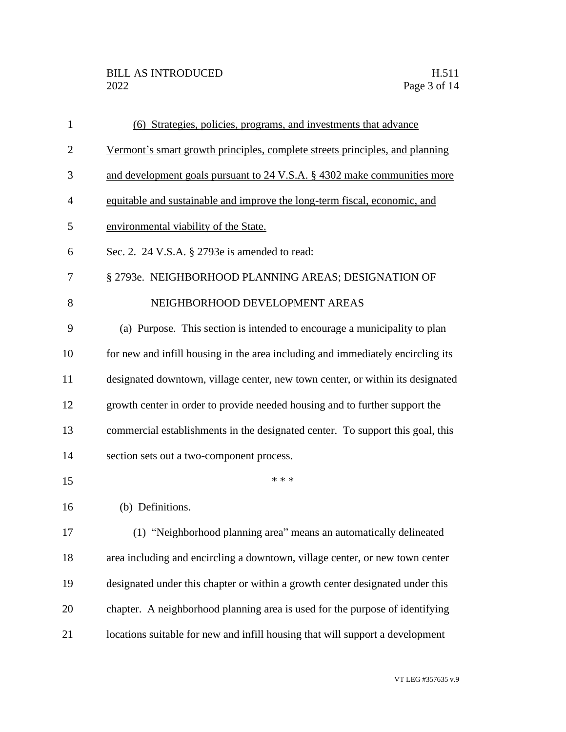(6) Strategies, policies, programs, and investments that advance Vermont's smart growth principles, complete streets principles, and planning and development goals pursuant to 24 V.S.A. § 4302 make communities more equitable and sustainable and improve the long-term fiscal, economic, and environmental viability of the State.

Sec. 2. 24 V.S.A. § 2793e is amended to read:

§ 2793e. NEIGHBORHOOD PLANNING AREAS; DESIGNATION OF NEIGHBORHOOD DEVELOPMENT AREAS

(a) Purpose. This section is intended to encourage a municipality to plan for new and infill housing in the area including and immediately encircling its designated downtown, village center, new town center, or within its designated growth center in order to provide needed housing and to further support the commercial establishments in the designated center. To support this goal, this section sets out a two-component process.

\* \* \*

(b) Definitions.

(1) "Neighborhood planning area" means an automatically delineated area including and encircling a downtown, village center, or new town center designated under this chapter or within a growth center designated under this chapter. A neighborhood planning area is used for the purpose of identifying locations suitable for new and infill housing that will support a development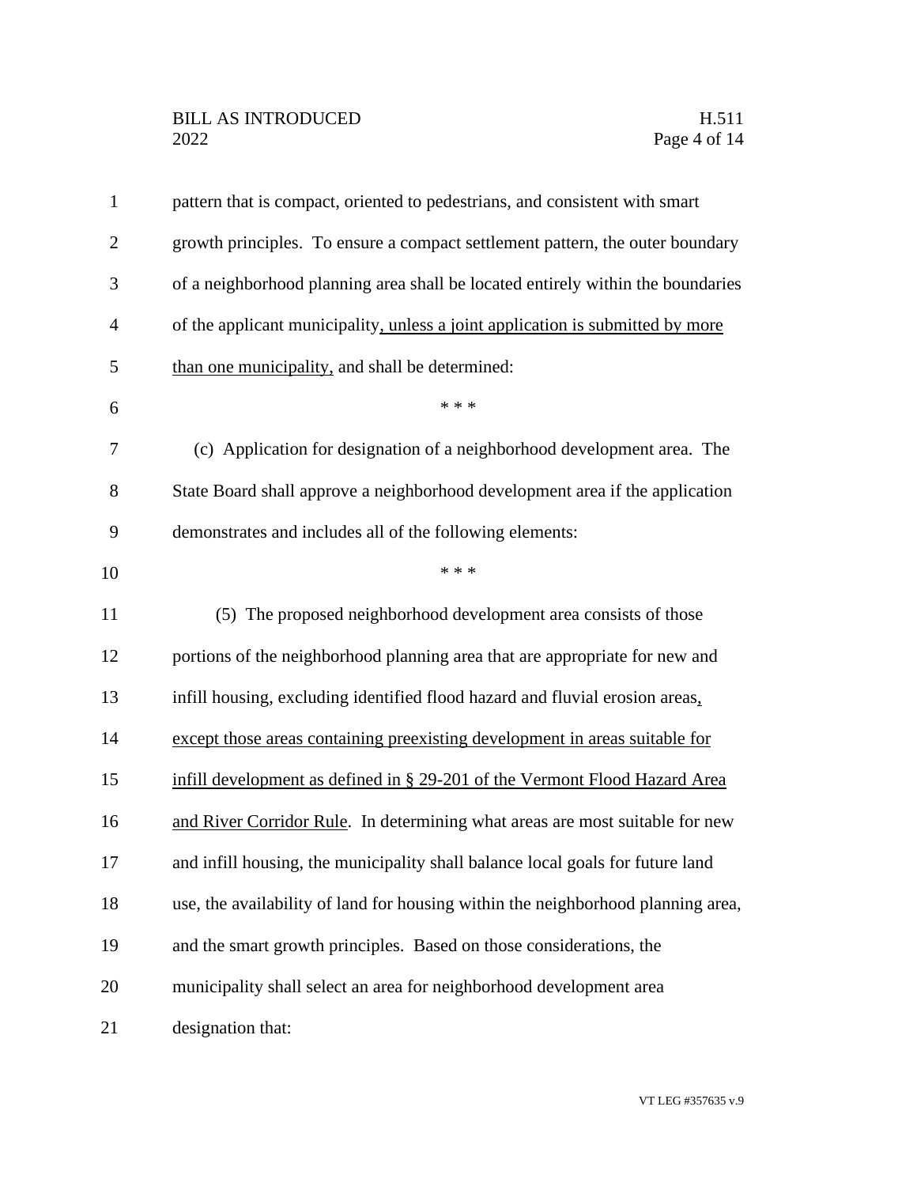pattern that is compact, oriented to pedestrians, and consistent with smart growth principles. To ensure a compact settlement pattern, the outer boundary of a neighborhood planning area shall be located entirely within the boundaries of the applicant municipality, unless a joint application is submitted by more than one municipality, and shall be determined:

\* \* \*

(c) Application for designation of a neighborhood development area. The State Board shall approve a neighborhood development area if the application demonstrates and includes all of the following elements:

\* \* \*

(5) The proposed neighborhood development area consists of those portions of the neighborhood planning area that are appropriate for new and infill housing, excluding identified flood hazard and fluvial erosion areas, except those areas containing preexisting development in areas suitable for infill development as defined in § 29-201 of the Vermont Flood Hazard Area and River Corridor Rule. In determining what areas are most suitable for new and infill housing, the municipality shall balance local goals for future land use, the availability of land for housing within the neighborhood planning area, and the smart growth principles. Based on those considerations, the municipality shall select an area for neighborhood development area designation that: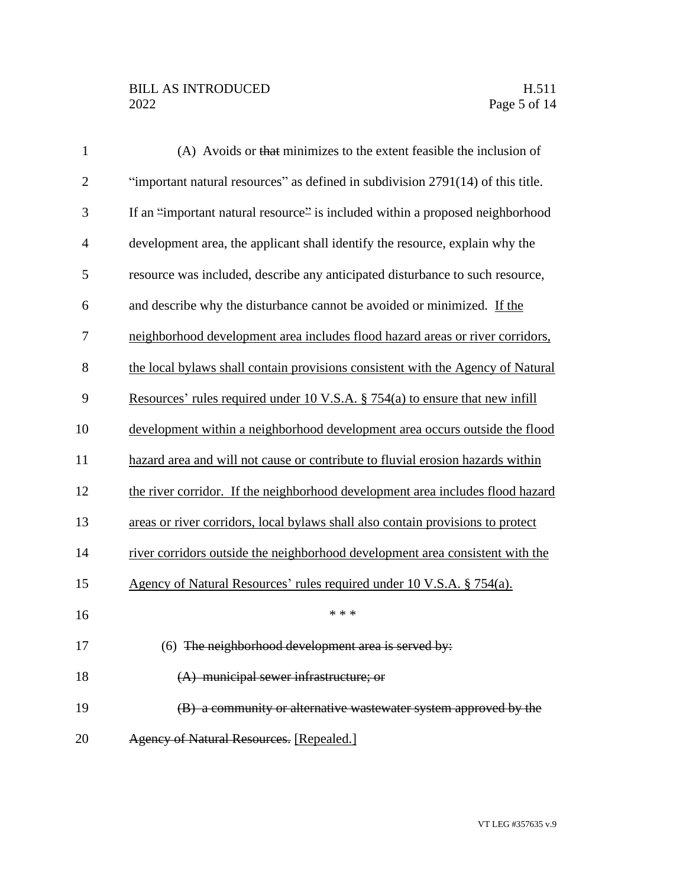(A) Avoids or ~~that~~ minimizes to the extent feasible the inclusion of "important natural resources" as defined in subdivision 2791(14) of this title. If an "important natural resource" is included within a proposed neighborhood development area, the applicant shall identify the resource, explain why the resource was included, describe any anticipated disturbance to such resource, and describe why the disturbance cannot be avoided or minimized. <u>If the neighborhood development area includes flood hazard areas or river corridors, the local bylaws shall contain provisions consistent with the Agency of Natural Resources' rules required under 10 V.S.A. § 754(a) to ensure that new infill development within a neighborhood development area occurs outside the flood hazard area and will not cause or contribute to fluvial erosion hazards within the river corridor. If the neighborhood development area includes flood hazard areas or river corridors, local bylaws shall also contain provisions to protect river corridors outside the neighborhood development area consistent with the Agency of Natural Resources' rules required under 10 V.S.A. § 754(a).</u>

\* \* \*

(6) ~~The neighborhood development area is served by:~~

~~(A) municipal sewer infrastructure; or~~

~~(B) a community or alternative wastewater system approved by the Agency of Natural Resources.~~ <u>[Repealed.]</u>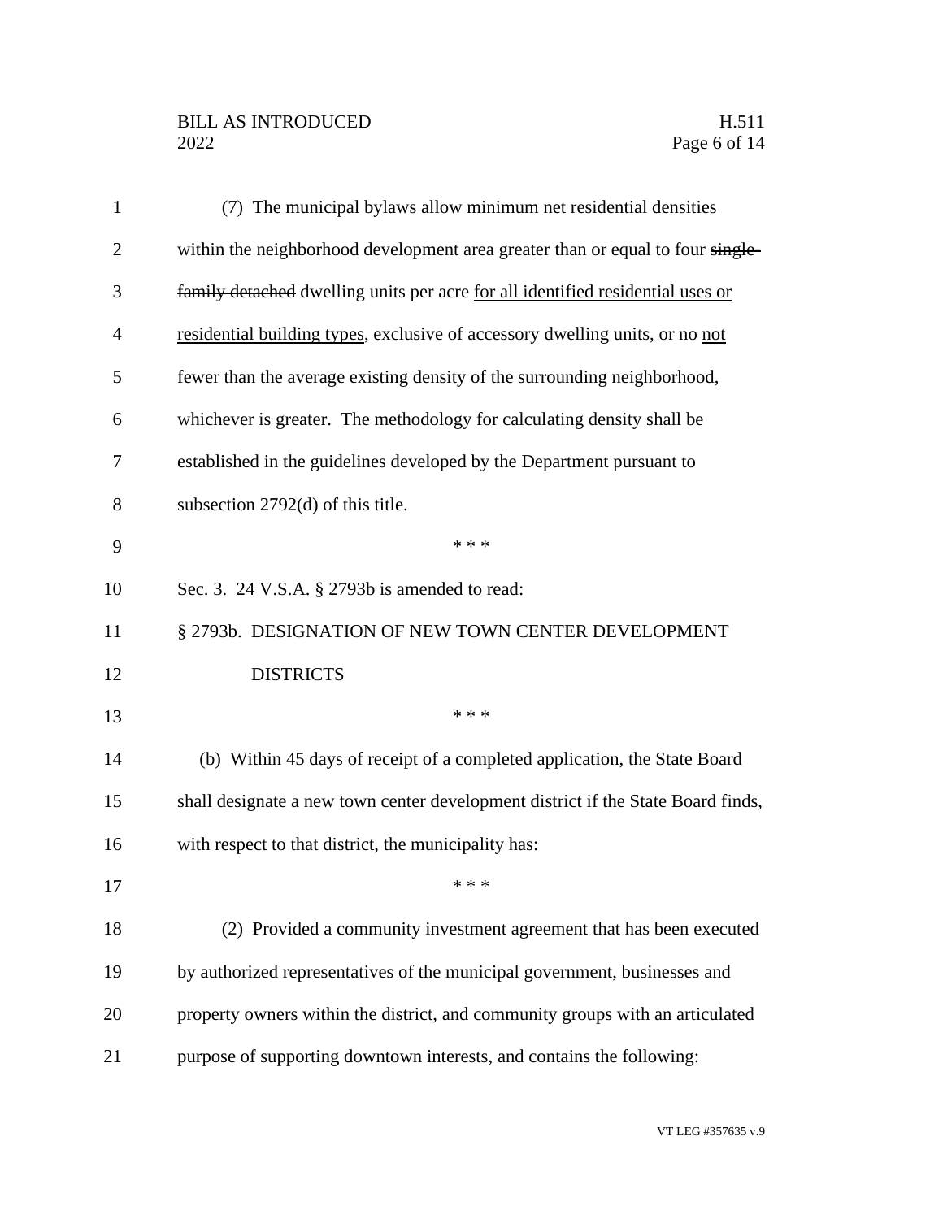(7) The municipal bylaws allow minimum net residential densities within the neighborhood development area greater than or equal to four ~~single-family detached~~ dwelling units per acre <u>for all identified residential uses or residential building types</u>, exclusive of accessory dwelling units, or ~~no~~ <u>not</u> fewer than the average existing density of the surrounding neighborhood, whichever is greater. The methodology for calculating density shall be established in the guidelines developed by the Department pursuant to subsection 2792(d) of this title.

\* \* \*

Sec. 3. 24 V.S.A. § 2793b is amended to read:

§ 2793b. DESIGNATION OF NEW TOWN CENTER DEVELOPMENT DISTRICTS

\* \* \*

(b) Within 45 days of receipt of a completed application, the State Board shall designate a new town center development district if the State Board finds, with respect to that district, the municipality has:

\* \* \*

(2) Provided a community investment agreement that has been executed by authorized representatives of the municipal government, businesses and property owners within the district, and community groups with an articulated purpose of supporting downtown interests, and contains the following: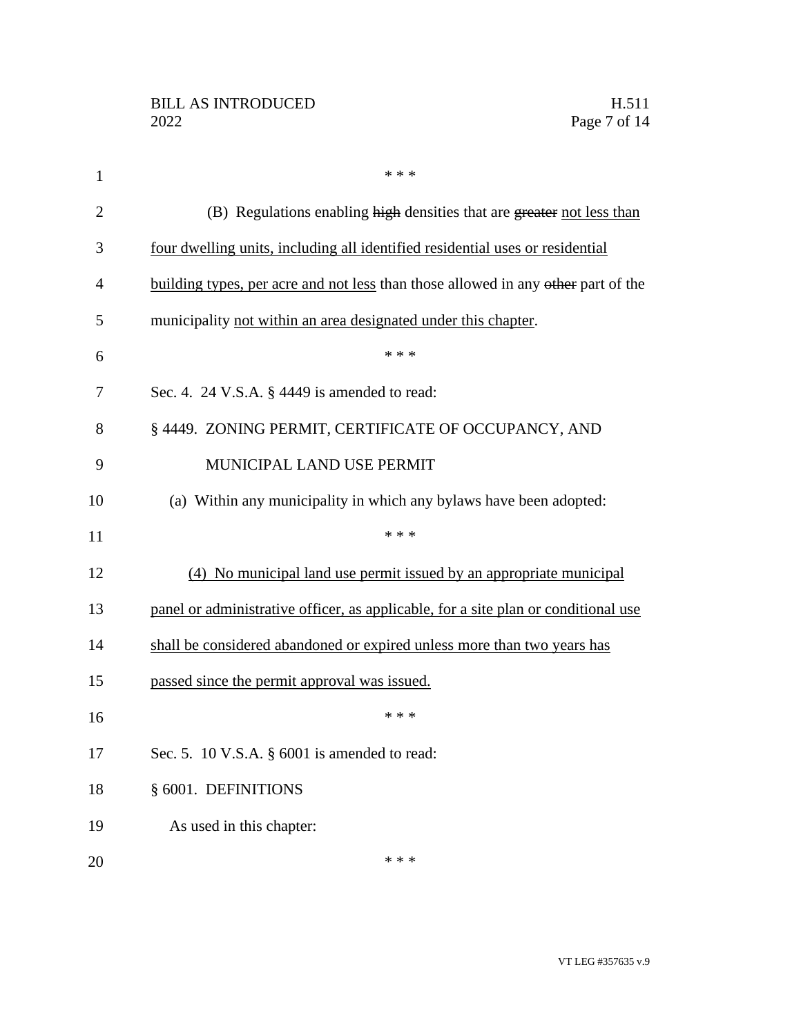\* \* \*

(B) Regulations enabling ~~high~~ densities that are ~~greater~~ <u>not less than four dwelling units, including all identified residential uses or residential building types, per acre and not less</u> than those allowed in any ~~other~~ part of the municipality <u>not within an area designated under this chapter</u>.

\* \* \*

Sec. 4. 24 V.S.A. § 4449 is amended to read:

§ 4449. ZONING PERMIT, CERTIFICATE OF OCCUPANCY, AND MUNICIPAL LAND USE PERMIT

(a) Within any municipality in which any bylaws have been adopted:

\* \* \*

<u>(4) No municipal land use permit issued by an appropriate municipal panel or administrative officer, as applicable, for a site plan or conditional use shall be considered abandoned or expired unless more than two years has passed since the permit approval was issued.</u>

\* \* \*

Sec. 5. 10 V.S.A. § 6001 is amended to read:

§ 6001. DEFINITIONS

As used in this chapter:

\* \* \*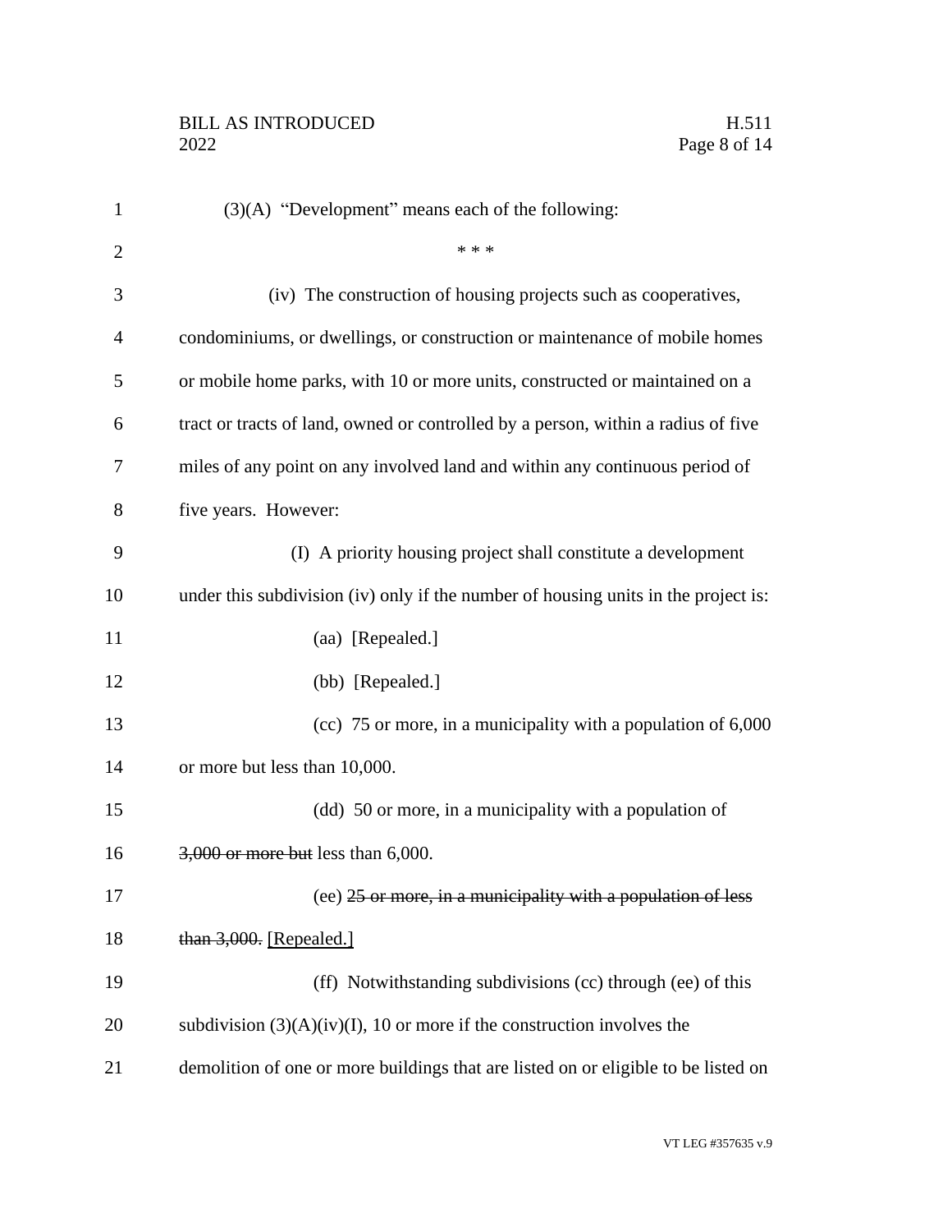(3)(A) "Development" means each of the following:

\* \* \*

(iv) The construction of housing projects such as cooperatives, condominiums, or dwellings, or construction or maintenance of mobile homes or mobile home parks, with 10 or more units, constructed or maintained on a tract or tracts of land, owned or controlled by a person, within a radius of five miles of any point on any involved land and within any continuous period of five years. However:

(I) A priority housing project shall constitute a development under this subdivision (iv) only if the number of housing units in the project is:

(aa) [Repealed.]

(bb) [Repealed.]

(cc) 75 or more, in a municipality with a population of 6,000 or more but less than 10,000.

(dd) 50 or more, in a municipality with a population of ~~3,000 or more but~~ less than 6,000.

(ee) ~~25 or more, in a municipality with a population of less than 3,000.~~ <u>[Repealed.]</u>

(ff) Notwithstanding subdivisions (cc) through (ee) of this subdivision (3)(A)(iv)(I), 10 or more if the construction involves the demolition of one or more buildings that are listed on or eligible to be listed on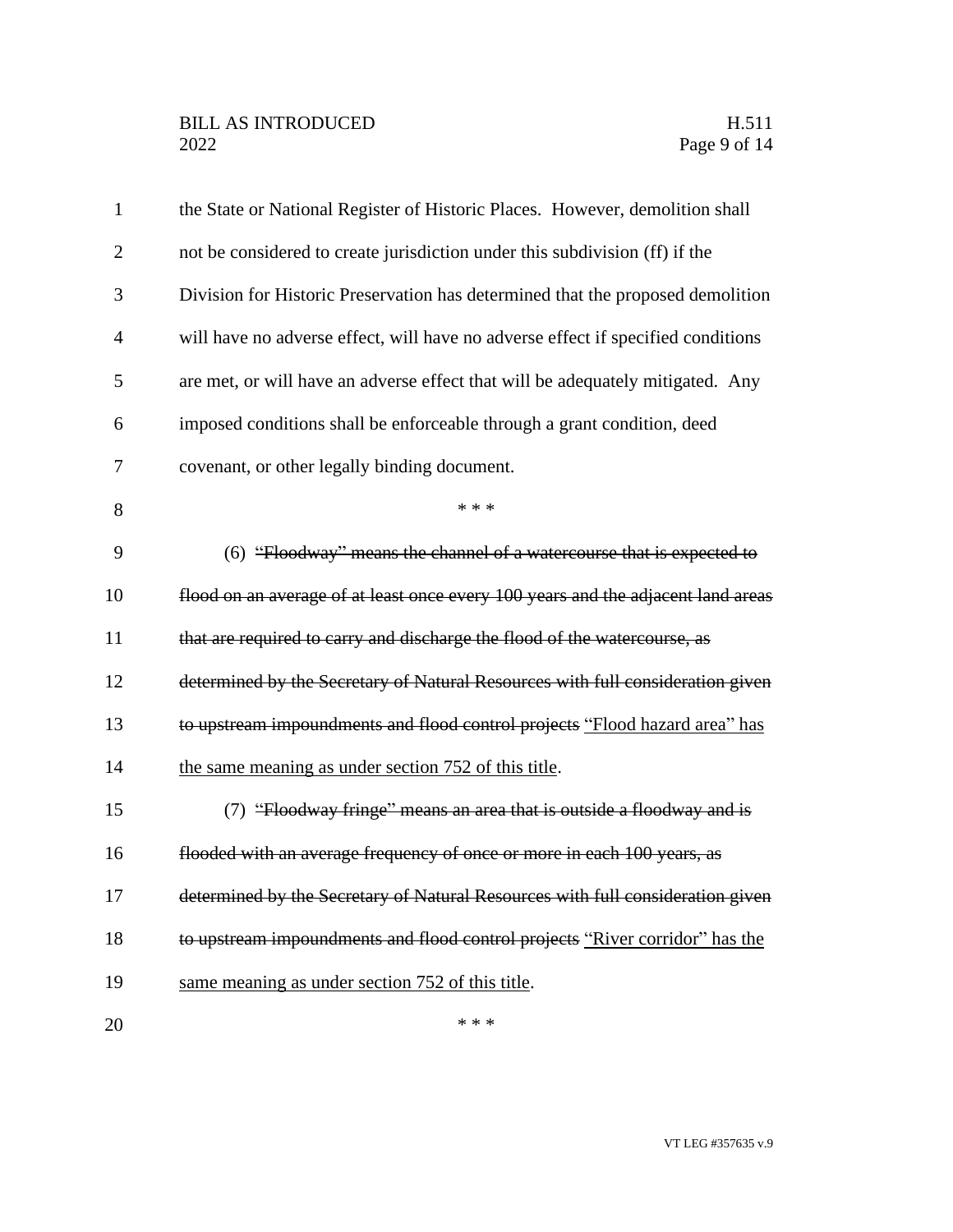the State or National Register of Historic Places. However, demolition shall not be considered to create jurisdiction under this subdivision (ff) if the Division for Historic Preservation has determined that the proposed demolition will have no adverse effect, will have no adverse effect if specified conditions are met, or will have an adverse effect that will be adequately mitigated. Any imposed conditions shall be enforceable through a grant condition, deed covenant, or other legally binding document.

\* \* \*

(6) ~~"Floodway" means the channel of a watercourse that is expected to flood on an average of at least once every 100 years and the adjacent land areas that are required to carry and discharge the flood of the watercourse, as determined by the Secretary of Natural Resources with full consideration given to upstream impoundments and flood control projects~~ <u>"Flood hazard area" has the same meaning as under section 752 of this title</u>.

(7) ~~"Floodway fringe" means an area that is outside a floodway and is flooded with an average frequency of once or more in each 100 years, as determined by the Secretary of Natural Resources with full consideration given to upstream impoundments and flood control projects~~ <u>"River corridor" has the same meaning as under section 752 of this title</u>.

\* \* \*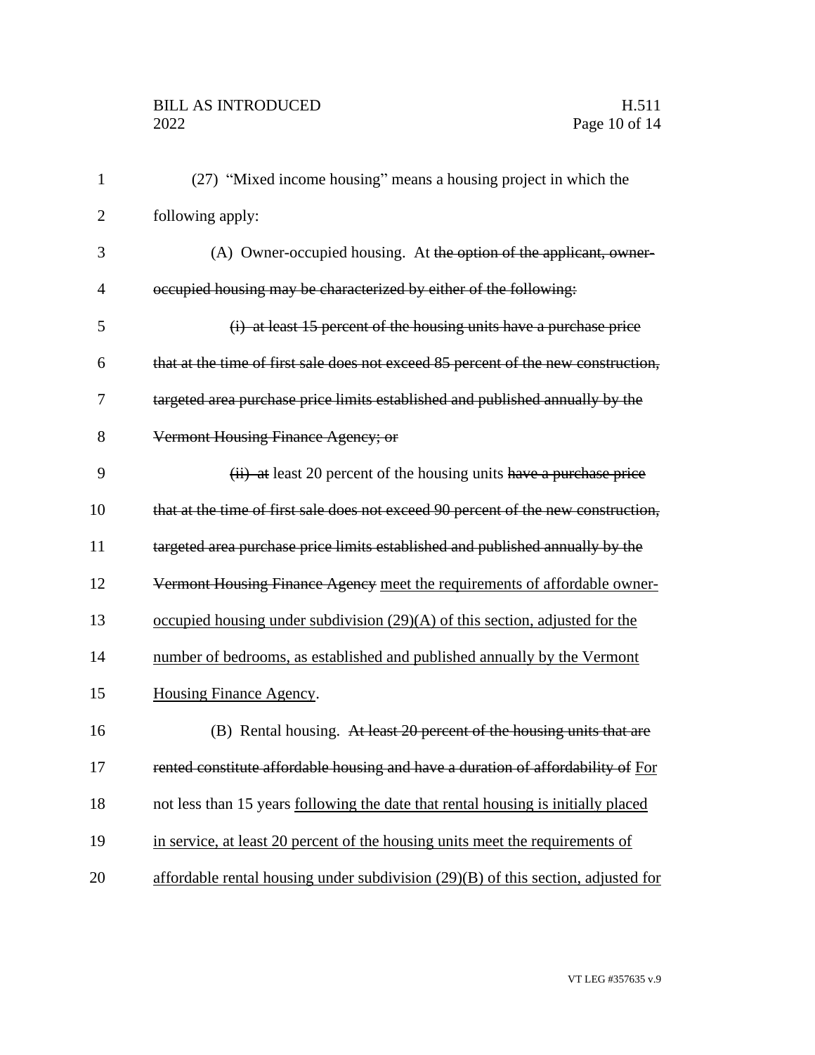(27) "Mixed income housing" means a housing project in which the following apply:

(A) Owner-occupied housing. At ~~the option of the applicant, owner-occupied housing may be characterized by either of the following:~~

~~(i) at least 15 percent of the housing units have a purchase price that at the time of first sale does not exceed 85 percent of the new construction, targeted area purchase price limits established and published annually by the Vermont Housing Finance Agency; or~~

~~(ii) at~~ least 20 percent of the housing units ~~have a purchase price that at the time of first sale does not exceed 90 percent of the new construction, targeted area purchase price limits established and published annually by the Vermont Housing Finance Agency~~ <u>meet the requirements of affordable owner-occupied housing under subdivision (29)(A) of this section, adjusted for the number of bedrooms, as established and published annually by the Vermont Housing Finance Agency</u>.

(B) Rental housing. ~~At least 20 percent of the housing units that are rented constitute affordable housing and have a duration of affordability of~~ <u>For</u> not less than 15 years <u>following the date that rental housing is initially placed in service, at least 20 percent of the housing units meet the requirements of affordable rental housing under subdivision (29)(B) of this section, adjusted for</u>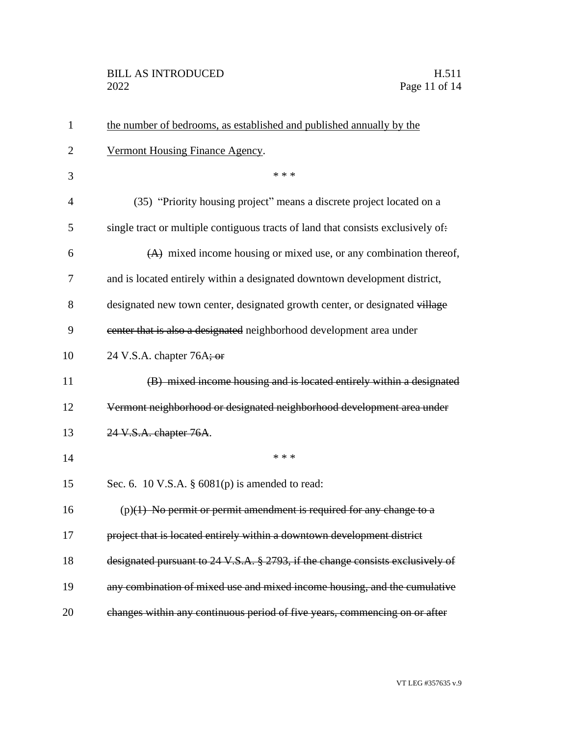the number of bedrooms, as established and published annually by the Vermont Housing Finance Agency.

\* \* \*

(35) "Priority housing project" means a discrete project located on a single tract or multiple contiguous tracts of land that consists exclusively of~~:~~

~~(A)~~ mixed income housing or mixed use, or any combination thereof, and is located entirely within a designated downtown development district, designated new town center, designated growth center, or designated ~~village center that is also a designated~~ neighborhood development area under 24 V.S.A. chapter 76A~~; or~~

~~(B) mixed income housing and is located entirely within a designated Vermont neighborhood or designated neighborhood development area under 24 V.S.A. chapter 76A~~.

\* \* \*

Sec. 6. 10 V.S.A. § 6081(p) is amended to read:

(p)~~(1) No permit or permit amendment is required for any change to a project that is located entirely within a downtown development district designated pursuant to 24 V.S.A. § 2793, if the change consists exclusively of any combination of mixed use and mixed income housing, and the cumulative changes within any continuous period of five years, commencing on or after~~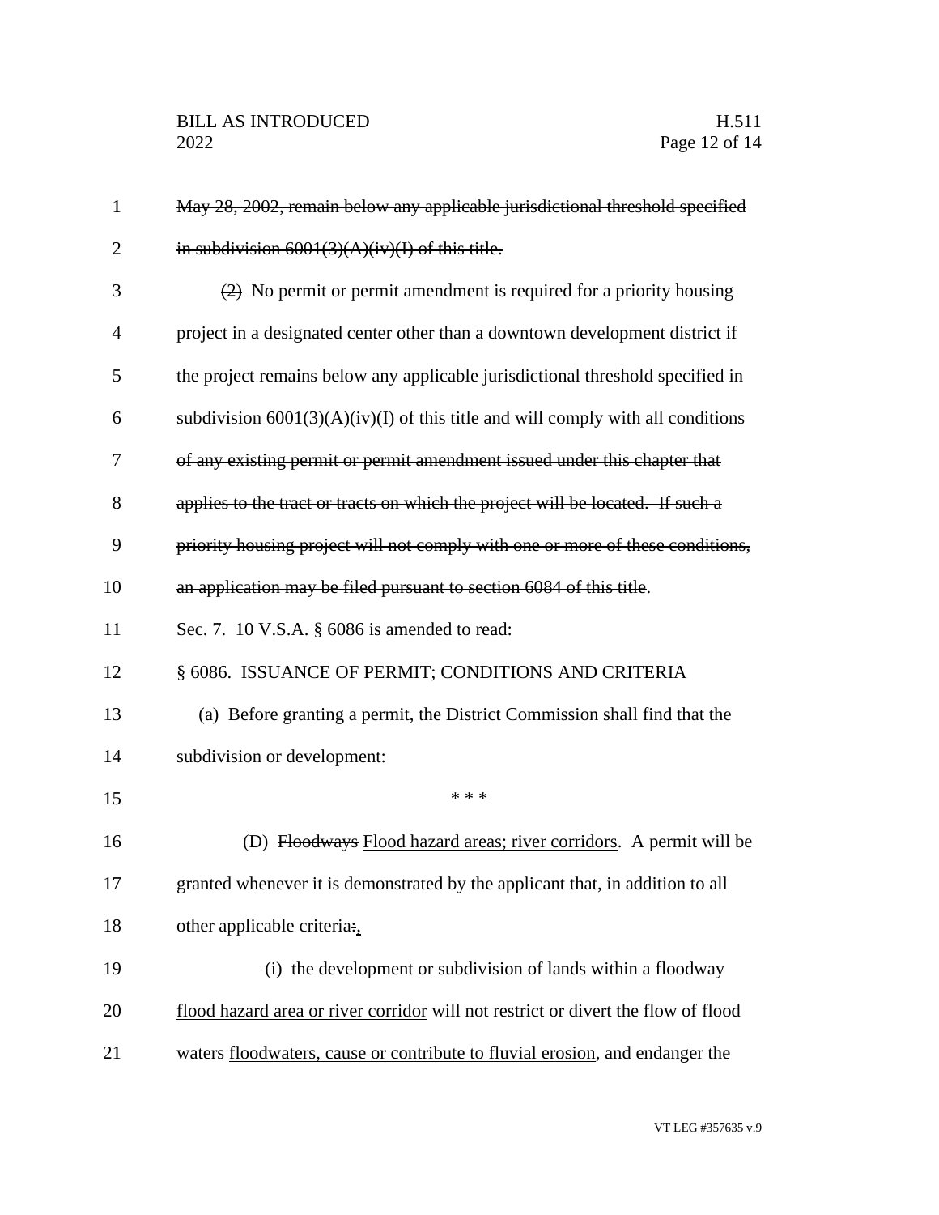~~May 28, 2002, remain below any applicable jurisdictional threshold specified in subdivision 6001(3)(A)(iv)(I) of this title.~~

~~(2)~~ No permit or permit amendment is required for a priority housing project in a designated center ~~other than a downtown development district if the project remains below any applicable jurisdictional threshold specified in subdivision 6001(3)(A)(iv)(I) of this title and will comply with all conditions of any existing permit or permit amendment issued under this chapter that applies to the tract or tracts on which the project will be located. If such a priority housing project will not comply with one or more of these conditions, an application may be filed pursuant to section 6084 of this title~~.

Sec. 7. 10 V.S.A. § 6086 is amended to read:

§ 6086. ISSUANCE OF PERMIT; CONDITIONS AND CRITERIA

(a) Before granting a permit, the District Commission shall find that the subdivision or development:

\* \* \*

(D) ~~Floodways~~ <u>Flood hazard areas; river corridors</u>. A permit will be granted whenever it is demonstrated by the applicant that, in addition to all other applicable criteria~~:~~<u>,</u>

~~(i)~~ the development or subdivision of lands within a ~~floodway~~ <u>flood hazard area or river corridor</u> will not restrict or divert the flow of ~~flood waters~~ <u>floodwaters, cause or contribute to fluvial erosion</u>, and endanger the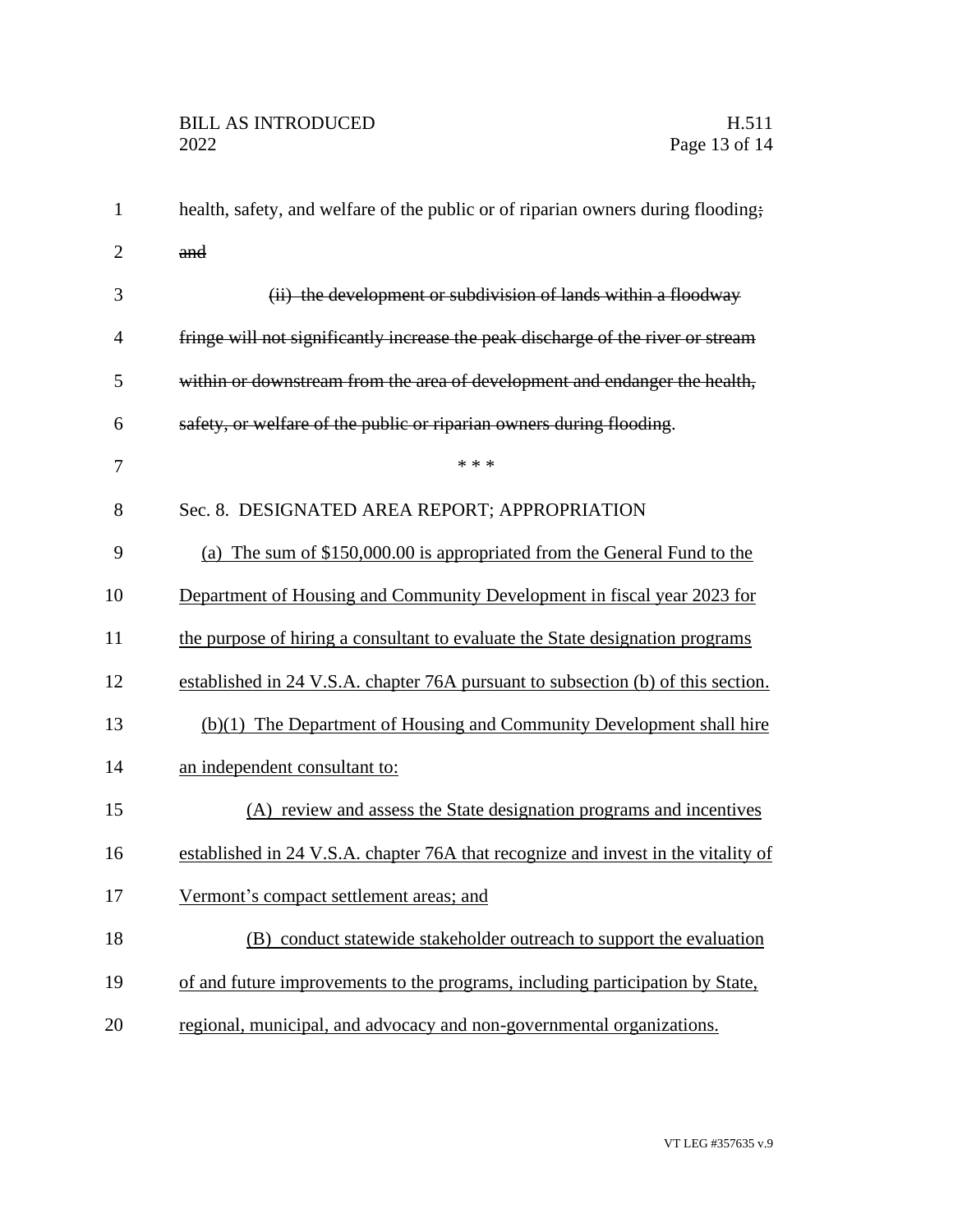health, safety, and welfare of the public or of riparian owners during flooding~~;~~ ~~and~~

~~(ii) the development or subdivision of lands within a floodway fringe will not significantly increase the peak discharge of the river or stream within or downstream from the area of development and endanger the health, safety, or welfare of the public or riparian owners during flooding~~.

\* \* \*

Sec. 8. DESIGNATED AREA REPORT; APPROPRIATION

<u>(a) The sum of \$150,000.00 is appropriated from the General Fund to the Department of Housing and Community Development in fiscal year 2023 for the purpose of hiring a consultant to evaluate the State designation programs established in 24 V.S.A. chapter 76A pursuant to subsection (b) of this section.</u>

<u>(b)(1) The Department of Housing and Community Development shall hire an independent consultant to:</u>

<u>(A) review and assess the State designation programs and incentives established in 24 V.S.A. chapter 76A that recognize and invest in the vitality of Vermont's compact settlement areas; and</u>

<u>(B) conduct statewide stakeholder outreach to support the evaluation of and future improvements to the programs, including participation by State, regional, municipal, and advocacy and non-governmental organizations.</u>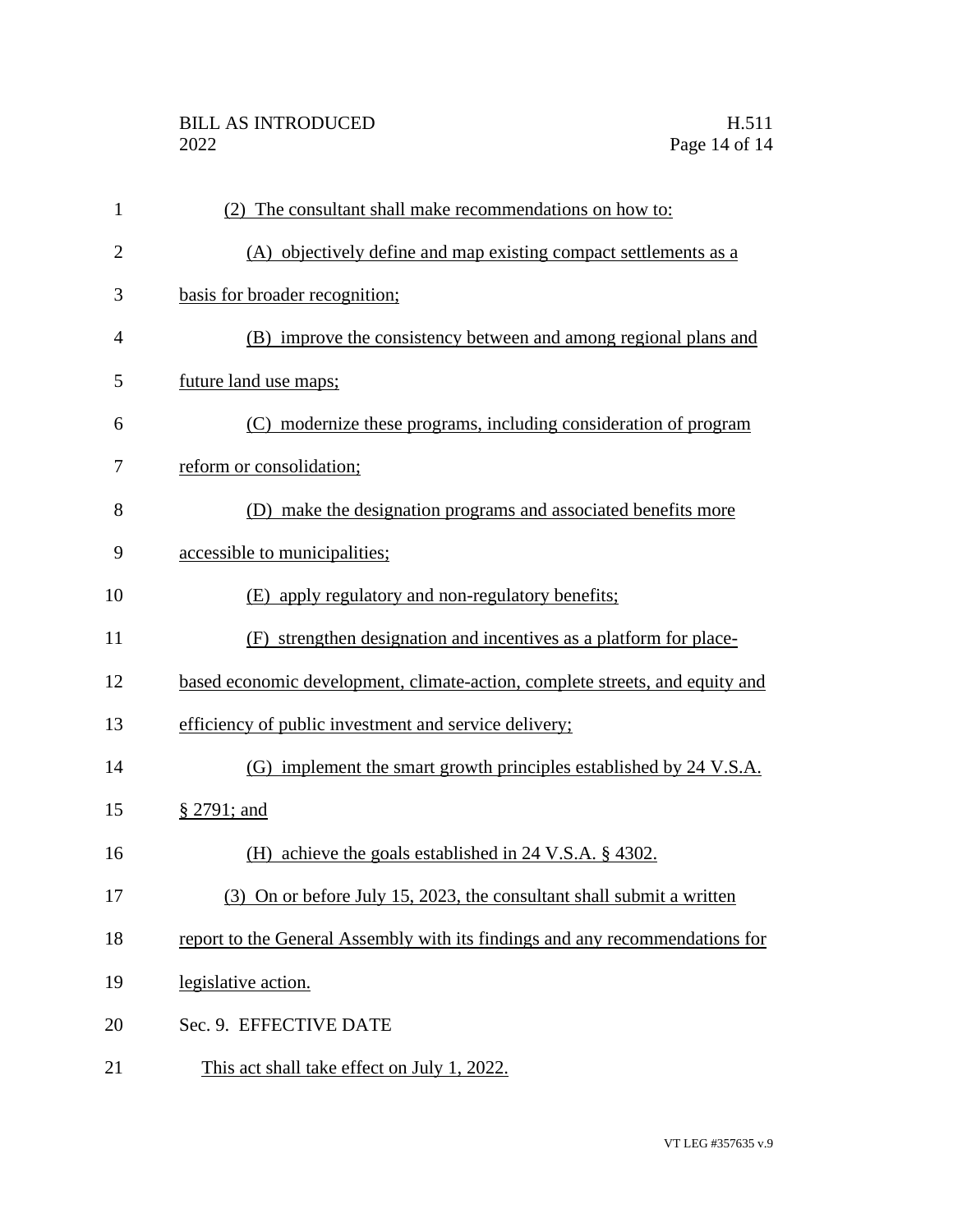(2) The consultant shall make recommendations on how to:

(A) objectively define and map existing compact settlements as a basis for broader recognition;

(B) improve the consistency between and among regional plans and future land use maps;

(C) modernize these programs, including consideration of program reform or consolidation;

(D) make the designation programs and associated benefits more accessible to municipalities;

(E) apply regulatory and non-regulatory benefits;

(F) strengthen designation and incentives as a platform for place-based economic development, climate-action, complete streets, and equity and efficiency of public investment and service delivery;

(G) implement the smart growth principles established by 24 V.S.A. § 2791; and

(H) achieve the goals established in 24 V.S.A. § 4302.

(3) On or before July 15, 2023, the consultant shall submit a written report to the General Assembly with its findings and any recommendations for legislative action.

Sec. 9. EFFECTIVE DATE

This act shall take effect on July 1, 2022.